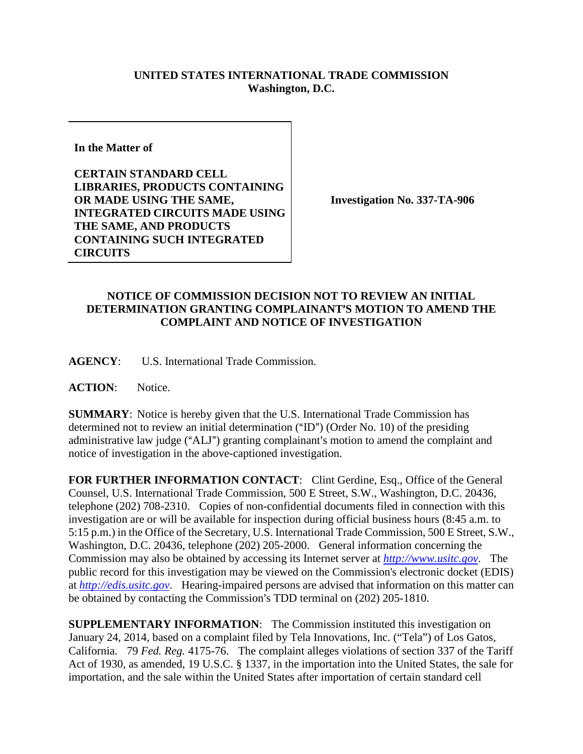**UNITED STATES INTERNATIONAL TRADE COMMISSION**
**Washington, D.C.**

**In the Matter of**

**CERTAIN STANDARD CELL LIBRARIES, PRODUCTS CONTAINING OR MADE USING THE SAME, INTEGRATED CIRCUITS MADE USING THE SAME, AND PRODUCTS CONTAINING SUCH INTEGRATED CIRCUITS**

**Investigation No. 337-TA-906**

**NOTICE OF COMMISSION DECISION NOT TO REVIEW AN INITIAL DETERMINATION GRANTING COMPLAINANT'S MOTION TO AMEND THE COMPLAINT AND NOTICE OF INVESTIGATION**

**AGENCY**: U.S. International Trade Commission.

**ACTION**: Notice.

**SUMMARY**: Notice is hereby given that the U.S. International Trade Commission has determined not to review an initial determination ("ID") (Order No. 10) of the presiding administrative law judge ("ALJ") granting complainant's motion to amend the complaint and notice of investigation in the above-captioned investigation.

**FOR FURTHER INFORMATION CONTACT**: Clint Gerdine, Esq., Office of the General Counsel, U.S. International Trade Commission, 500 E Street, S.W., Washington, D.C. 20436, telephone (202) 708-2310. Copies of non-confidential documents filed in connection with this investigation are or will be available for inspection during official business hours (8:45 a.m. to 5:15 p.m.) in the Office of the Secretary, U.S. International Trade Commission, 500 E Street, S.W., Washington, D.C. 20436, telephone (202) 205-2000. General information concerning the Commission may also be obtained by accessing its Internet server at *http://www.usitc.gov*. The public record for this investigation may be viewed on the Commission's electronic docket (EDIS) at *http://edis.usitc.gov*. Hearing-impaired persons are advised that information on this matter can be obtained by contacting the Commission's TDD terminal on (202) 205-1810.

**SUPPLEMENTARY INFORMATION**: The Commission instituted this investigation on January 24, 2014, based on a complaint filed by Tela Innovations, Inc. ("Tela") of Los Gatos, California. 79 *Fed. Reg.* 4175-76. The complaint alleges violations of section 337 of the Tariff Act of 1930, as amended, 19 U.S.C. § 1337, in the importation into the United States, the sale for importation, and the sale within the United States after importation of certain standard cell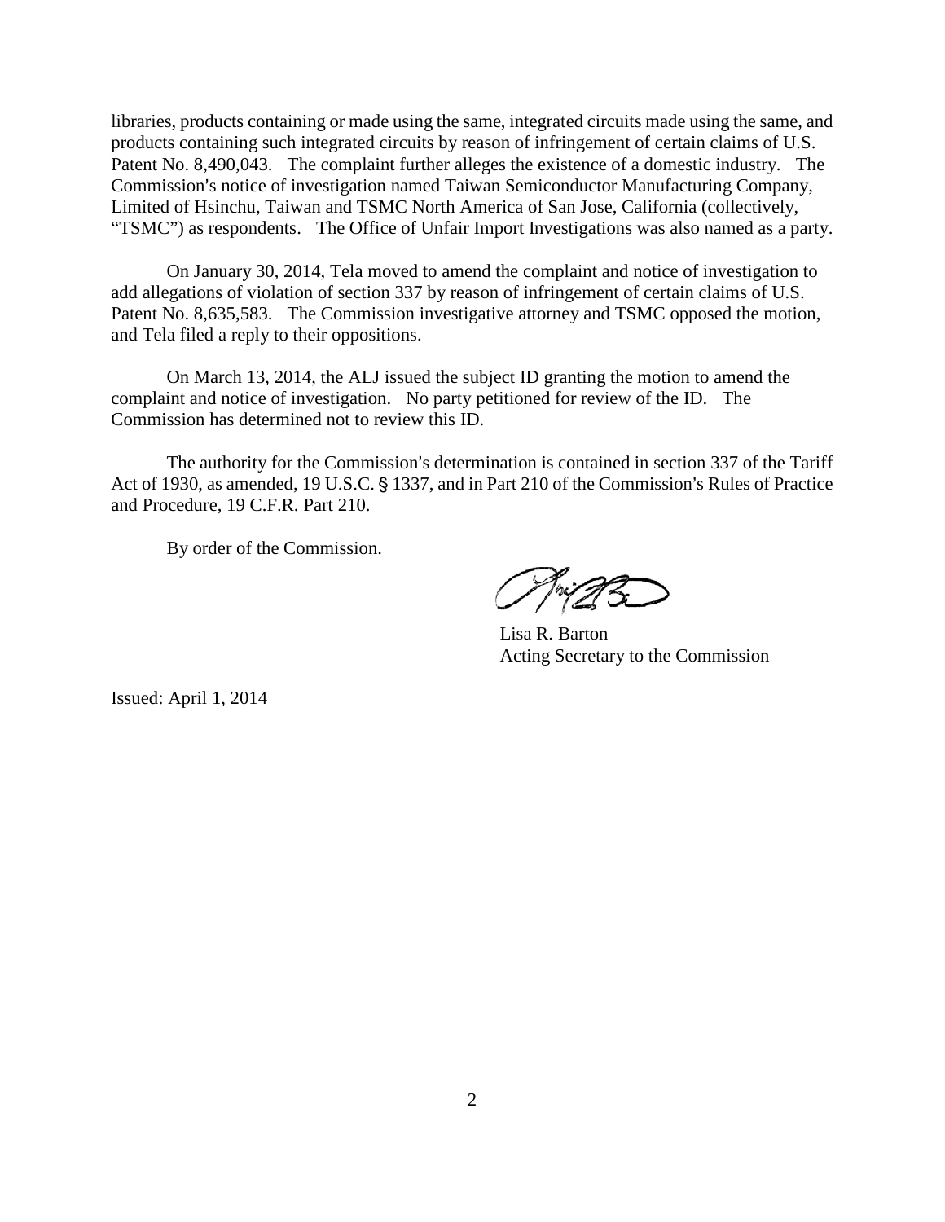libraries, products containing or made using the same, integrated circuits made using the same, and products containing such integrated circuits by reason of infringement of certain claims of U.S. Patent No. 8,490,043. The complaint further alleges the existence of a domestic industry. The Commission's notice of investigation named Taiwan Semiconductor Manufacturing Company, Limited of Hsinchu, Taiwan and TSMC North America of San Jose, California (collectively, "TSMC") as respondents. The Office of Unfair Import Investigations was also named as a party.

On January 30, 2014, Tela moved to amend the complaint and notice of investigation to add allegations of violation of section 337 by reason of infringement of certain claims of U.S. Patent No. 8,635,583. The Commission investigative attorney and TSMC opposed the motion, and Tela filed a reply to their oppositions.

On March 13, 2014, the ALJ issued the subject ID granting the motion to amend the complaint and notice of investigation. No party petitioned for review of the ID. The Commission has determined not to review this ID.

The authority for the Commission's determination is contained in section 337 of the Tariff Act of 1930, as amended, 19 U.S.C. § 1337, and in Part 210 of the Commission's Rules of Practice and Procedure, 19 C.F.R. Part 210.

By order of the Commission.

Lisa R. Barton
Acting Secretary to the Commission

Issued: April 1, 2014